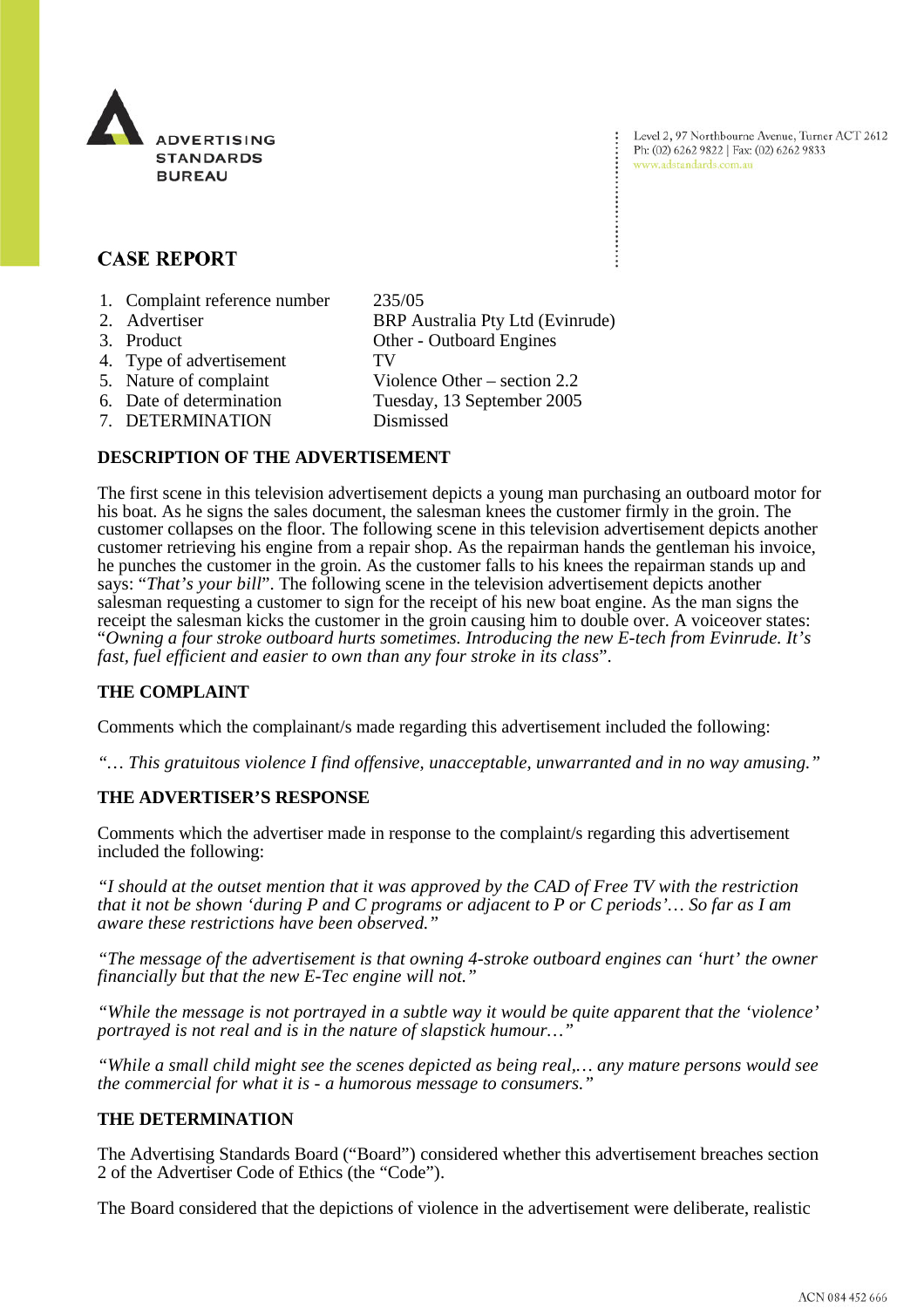ADVERTISING STANDARDS BUREAU

Level 2, 97 Northbourne Avenue, Turner ACT 2612
Ph: (02) 6262 9822 | Fax: (02) 6262 9833
www.adstandards.com.au

# CASE REPORT

1. Complaint reference number 235/05
2. Advertiser BRP Australia Pty Ltd (Evinrude)
3. Product Other - Outboard Engines
4. Type of advertisement TV
5. Nature of complaint Violence Other – section 2.2
6. Date of determination Tuesday, 13 September 2005
7. DETERMINATION Dismissed

## DESCRIPTION OF THE ADVERTISEMENT

The first scene in this television advertisement depicts a young man purchasing an outboard motor for his boat. As he signs the sales document, the salesman knees the customer firmly in the groin. The customer collapses on the floor. The following scene in this television advertisement depicts another customer retrieving his engine from a repair shop. As the repairman hands the gentleman his invoice, he punches the customer in the groin. As the customer falls to his knees the repairman stands up and says: "*That's your bill*". The following scene in the television advertisement depicts another salesman requesting a customer to sign for the receipt of his new boat engine. As the man signs the receipt the salesman kicks the customer in the groin causing him to double over. A voiceover states: "*Owning a four stroke outboard hurts sometimes. Introducing the new E-tech from Evinrude. It's fast, fuel efficient and easier to own than any four stroke in its class*".

## THE COMPLAINT

Comments which the complainant/s made regarding this advertisement included the following:

*"… This gratuitous violence I find offensive, unacceptable, unwarranted and in no way amusing."*

## THE ADVERTISER'S RESPONSE

Comments which the advertiser made in response to the complaint/s regarding this advertisement included the following:

*"I should at the outset mention that it was approved by the CAD of Free TV with the restriction that it not be shown 'during P and C programs or adjacent to P or C periods'… So far as I am aware these restrictions have been observed."*

*"The message of the advertisement is that owning 4-stroke outboard engines can 'hurt' the owner financially but that the new E-Tec engine will not."*

*"While the message is not portrayed in a subtle way it would be quite apparent that the 'violence' portrayed is not real and is in the nature of slapstick humour…"*

*"While a small child might see the scenes depicted as being real,… any mature persons would see the commercial for what it is - a humorous message to consumers."*

## THE DETERMINATION

The Advertising Standards Board ("Board") considered whether this advertisement breaches section 2 of the Advertiser Code of Ethics (the "Code").

The Board considered that the depictions of violence in the advertisement were deliberate, realistic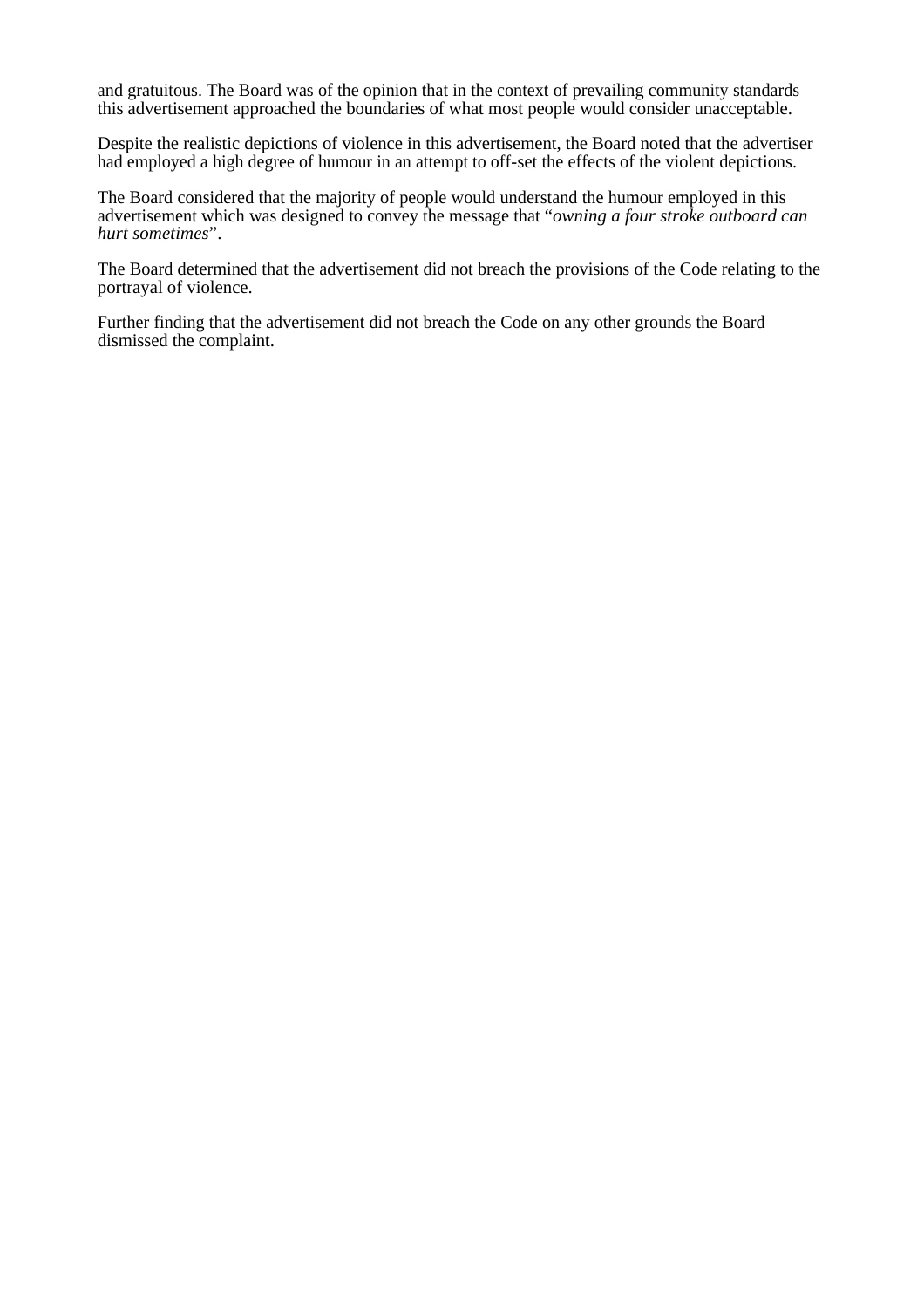and gratuitous. The Board was of the opinion that in the context of prevailing community standards this advertisement approached the boundaries of what most people would consider unacceptable.

Despite the realistic depictions of violence in this advertisement, the Board noted that the advertiser had employed a high degree of humour in an attempt to off-set the effects of the violent depictions.

The Board considered that the majority of people would understand the humour employed in this advertisement which was designed to convey the message that "*owning a four stroke outboard can hurt sometimes*".

The Board determined that the advertisement did not breach the provisions of the Code relating to the portrayal of violence.

Further finding that the advertisement did not breach the Code on any other grounds the Board dismissed the complaint.